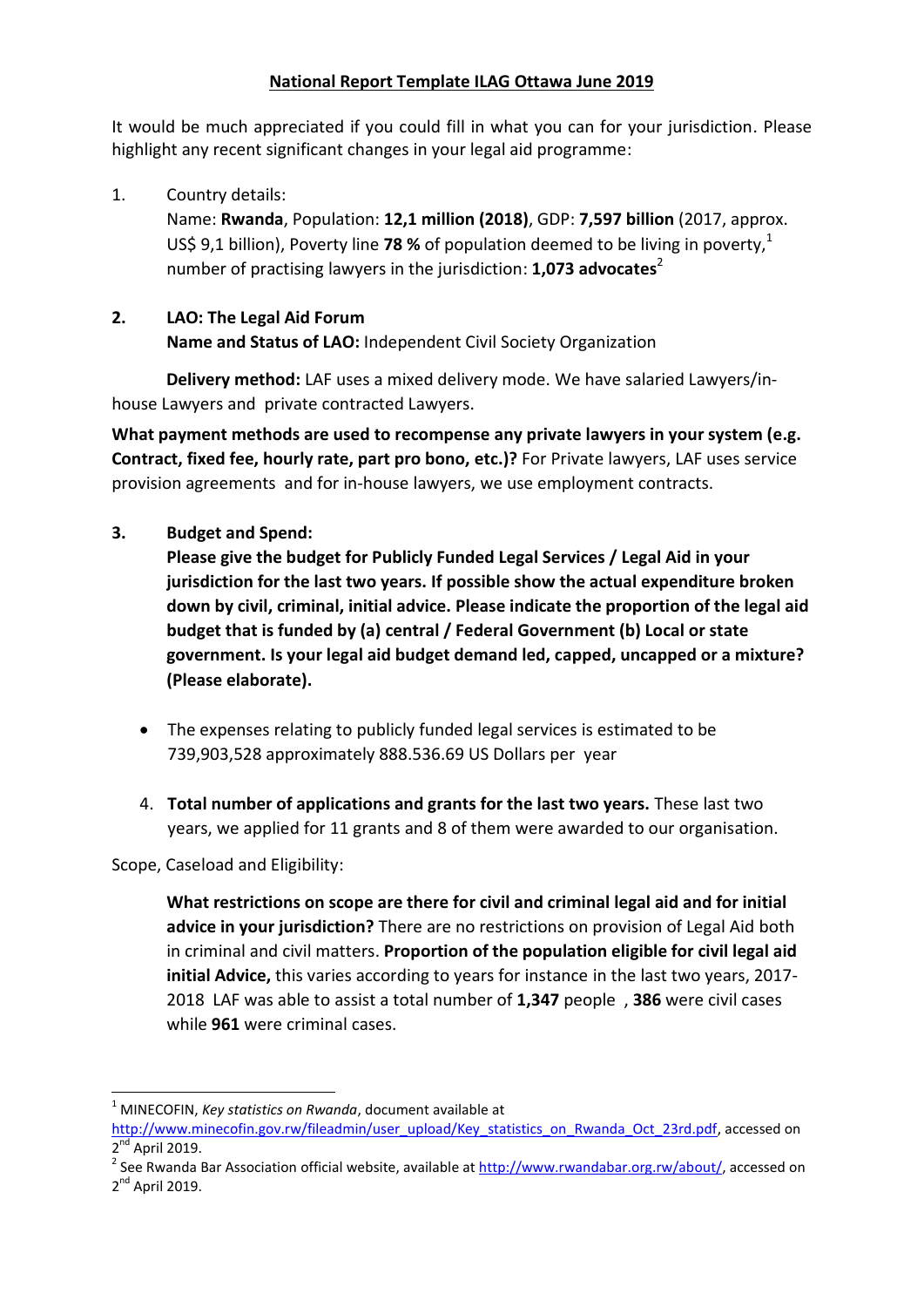# National Report Template ILAG Ottawa June 2019

It would be much appreciated if you could fill in what you can for your jurisdiction. Please highlight any recent significant changes in your legal aid programme:

1. Country details:
   Name: **Rwanda**, Population: **12,1 million (2018)**, GDP: **7,597 billion** (2017, approx. US$ 9,1 billion), Poverty line **78 %** of population deemed to be living in poverty,[1] number of practising lawyers in the jurisdiction: **1,073 advocates**[2]

2. **LAO: The Legal Aid Forum**
   **Name and Status of LAO:** Independent Civil Society Organization

   **Delivery method:** LAF uses a mixed delivery mode. We have salaried Lawyers/in-house Lawyers and private contracted Lawyers.

**What payment methods are used to recompense any private lawyers in your system (e.g. Contract, fixed fee, hourly rate, part pro bono, etc.)?** For Private lawyers, LAF uses service provision agreements and for in-house lawyers, we use employment contracts.

3. **Budget and Spend:**
   **Please give the budget for Publicly Funded Legal Services / Legal Aid in your jurisdiction for the last two years. If possible show the actual expenditure broken down by civil, criminal, initial advice. Please indicate the proportion of the legal aid budget that is funded by (a) central / Federal Government (b) Local or state government. Is your legal aid budget demand led, capped, uncapped or a mixture? (Please elaborate).**

   - The expenses relating to publicly funded legal services is estimated to be 739,903,528 approximately 888.536.69 US Dollars per year

4. **Total number of applications and grants for the last two years.** These last two years, we applied for 11 grants and 8 of them were awarded to our organisation.

Scope, Caseload and Eligibility:

**What restrictions on scope are there for civil and criminal legal aid and for initial advice in your jurisdiction?** There are no restrictions on provision of Legal Aid both in criminal and civil matters. **Proportion of the population eligible for civil legal aid initial Advice,** this varies according to years for instance in the last two years, 2017-2018 LAF was able to assist a total number of **1,347** people , **386** were civil cases while **961** were criminal cases.

---

[1] MINECOFIN, *Key statistics on Rwanda*, document available at http://www.minecofin.gov.rw/fileadmin/user_upload/Key_statistics_on_Rwanda_Oct_23rd.pdf, accessed on 2nd April 2019.

[2] See Rwanda Bar Association official website, available at http://www.rwandabar.org.rw/about/, accessed on 2nd April 2019.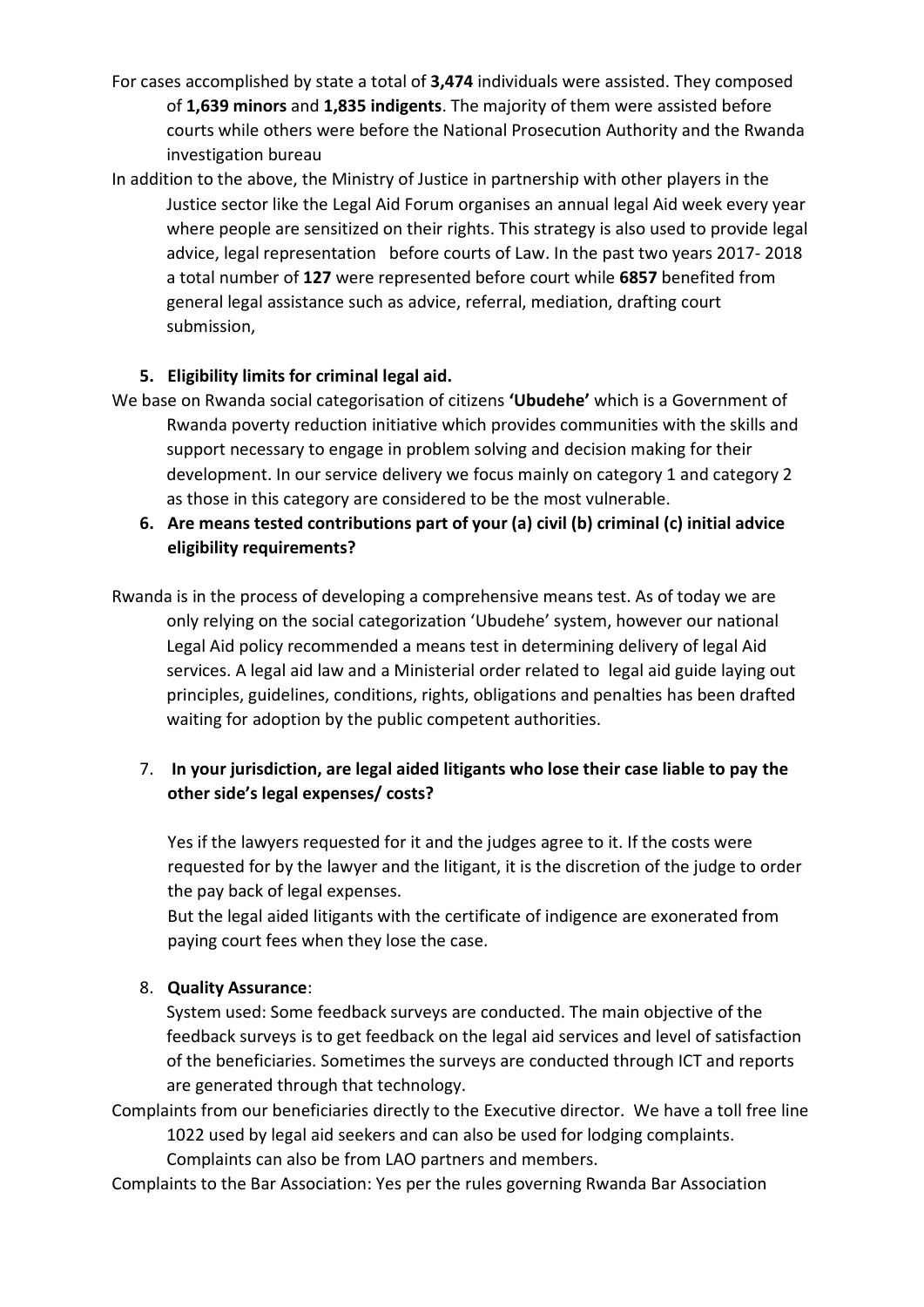For cases accomplished by state a total of **3,474** individuals were assisted. They composed of **1,639 minors** and **1,835 indigents**. The majority of them were assisted before courts while others were before the National Prosecution Authority and the Rwanda investigation bureau

In addition to the above, the Ministry of Justice in partnership with other players in the Justice sector like the Legal Aid Forum organises an annual legal Aid week every year where people are sensitized on their rights. This strategy is also used to provide legal advice, legal representation before courts of Law. In the past two years 2017- 2018 a total number of **127** were represented before court while **6857** benefited from general legal assistance such as advice, referral, mediation, drafting court submission,

5. **Eligibility limits for criminal legal aid.**

We base on Rwanda social categorisation of citizens **'Ubudehe'** which is a Government of Rwanda poverty reduction initiative which provides communities with the skills and support necessary to engage in problem solving and decision making for their development. In our service delivery we focus mainly on category 1 and category 2 as those in this category are considered to be the most vulnerable.

6. **Are means tested contributions part of your (a) civil (b) criminal (c) initial advice eligibility requirements?**

Rwanda is in the process of developing a comprehensive means test. As of today we are only relying on the social categorization 'Ubudehe' system, however our national Legal Aid policy recommended a means test in determining delivery of legal Aid services. A legal aid law and a Ministerial order related to legal aid guide laying out principles, guidelines, conditions, rights, obligations and penalties has been drafted waiting for adoption by the public competent authorities.

7. **In your jurisdiction, are legal aided litigants who lose their case liable to pay the other side's legal expenses/ costs?**

Yes if the lawyers requested for it and the judges agree to it. If the costs were requested for by the lawyer and the litigant, it is the discretion of the judge to order the pay back of legal expenses.

But the legal aided litigants with the certificate of indigence are exonerated from paying court fees when they lose the case.

8. **Quality Assurance**:

System used: Some feedback surveys are conducted. The main objective of the feedback surveys is to get feedback on the legal aid services and level of satisfaction of the beneficiaries. Sometimes the surveys are conducted through ICT and reports are generated through that technology.

Complaints from our beneficiaries directly to the Executive director. We have a toll free line 1022 used by legal aid seekers and can also be used for lodging complaints. Complaints can also be from LAO partners and members.

Complaints to the Bar Association: Yes per the rules governing Rwanda Bar Association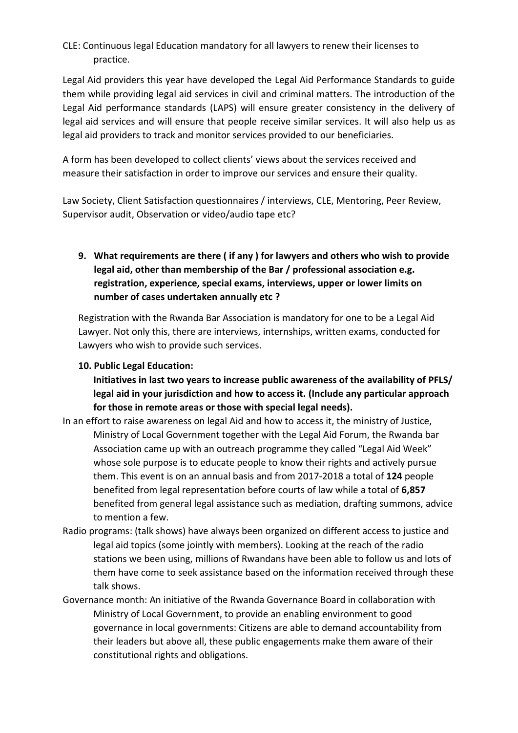CLE: Continuous legal Education mandatory for all lawyers to renew their licenses to practice.

Legal Aid providers this year have developed the Legal Aid Performance Standards to guide them while providing legal aid services in civil and criminal matters. The introduction of the Legal Aid performance standards (LAPS) will ensure greater consistency in the delivery of legal aid services and will ensure that people receive similar services. It will also help us as legal aid providers to track and monitor services provided to our beneficiaries.

A form has been developed to collect clients' views about the services received and measure their satisfaction in order to improve our services and ensure their quality.

Law Society, Client Satisfaction questionnaires / interviews, CLE, Mentoring, Peer Review, Supervisor audit, Observation or video/audio tape etc?

9. **What requirements are there ( if any ) for lawyers and others who wish to provide legal aid, other than membership of the Bar / professional association e.g. registration, experience, special exams, interviews, upper or lower limits on number of cases undertaken annually etc ?**

Registration with the Rwanda Bar Association is mandatory for one to be a Legal Aid Lawyer. Not only this, there are interviews, internships, written exams, conducted for Lawyers who wish to provide such services.

10. **Public Legal Education:**

**Initiatives in last two years to increase public awareness of the availability of PFLS/ legal aid in your jurisdiction and how to access it. (Include any particular approach for those in remote areas or those with special legal needs).**

In an effort to raise awareness on legal Aid and how to access it, the ministry of Justice, Ministry of Local Government together with the Legal Aid Forum, the Rwanda bar Association came up with an outreach programme they called "Legal Aid Week" whose sole purpose is to educate people to know their rights and actively pursue them. This event is on an annual basis and from 2017-2018 a total of **124** people benefited from legal representation before courts of law while a total of **6,857** benefited from general legal assistance such as mediation, drafting summons, advice to mention a few.

Radio programs: (talk shows) have always been organized on different access to justice and legal aid topics (some jointly with members). Looking at the reach of the radio stations we been using, millions of Rwandans have been able to follow us and lots of them have come to seek assistance based on the information received through these talk shows.

Governance month: An initiative of the Rwanda Governance Board in collaboration with Ministry of Local Government, to provide an enabling environment to good governance in local governments: Citizens are able to demand accountability from their leaders but above all, these public engagements make them aware of their constitutional rights and obligations.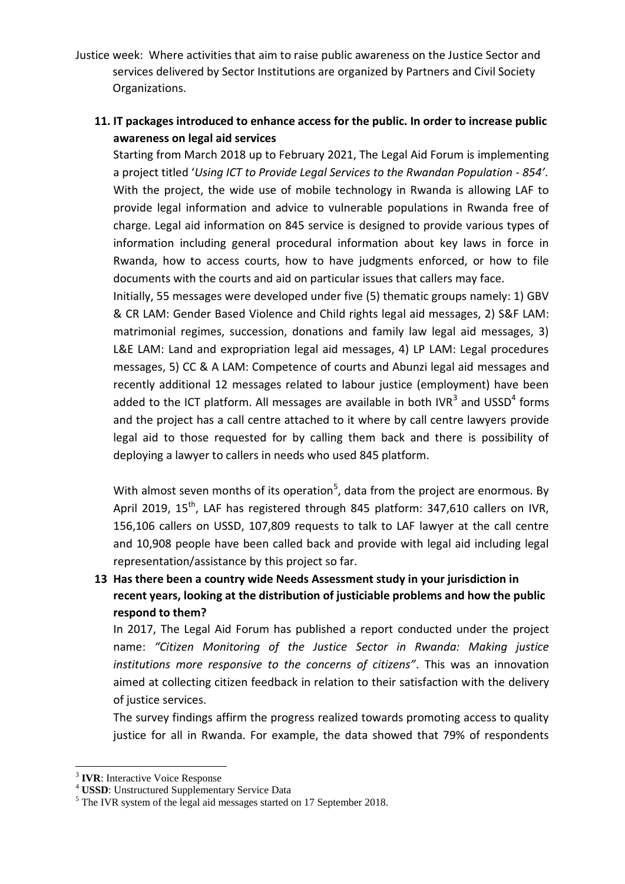Justice week: Where activities that aim to raise public awareness on the Justice Sector and services delivered by Sector Institutions are organized by Partners and Civil Society Organizations.

**11. IT packages introduced to enhance access for the public. In order to increase public awareness on legal aid services**

Starting from March 2018 up to February 2021, The Legal Aid Forum is implementing a project titled '*Using ICT to Provide Legal Services to the Rwandan Population - 854'*. With the project, the wide use of mobile technology in Rwanda is allowing LAF to provide legal information and advice to vulnerable populations in Rwanda free of charge. Legal aid information on 845 service is designed to provide various types of information including general procedural information about key laws in force in Rwanda, how to access courts, how to have judgments enforced, or how to file documents with the courts and aid on particular issues that callers may face.

Initially, 55 messages were developed under five (5) thematic groups namely: 1) GBV & CR LAM: Gender Based Violence and Child rights legal aid messages, 2) S&F LAM: matrimonial regimes, succession, donations and family law legal aid messages, 3) L&E LAM: Land and expropriation legal aid messages, 4) LP LAM: Legal procedures messages, 5) CC & A LAM: Competence of courts and Abunzi legal aid messages and recently additional 12 messages related to labour justice (employment) have been added to the ICT platform. All messages are available in both IVR[3] and USSD[4] forms and the project has a call centre attached to it where by call centre lawyers provide legal aid to those requested for by calling them back and there is possibility of deploying a lawyer to callers in needs who used 845 platform.

With almost seven months of its operation[5], data from the project are enormous. By April 2019, 15th, LAF has registered through 845 platform: 347,610 callers on IVR, 156,106 callers on USSD, 107,809 requests to talk to LAF lawyer at the call centre and 10,908 people have been called back and provide with legal aid including legal representation/assistance by this project so far.

**13 Has there been a country wide Needs Assessment study in your jurisdiction in recent years, looking at the distribution of justiciable problems and how the public respond to them?**

In 2017, The Legal Aid Forum has published a report conducted under the project name: *"Citizen Monitoring of the Justice Sector in Rwanda: Making justice institutions more responsive to the concerns of citizens"*. This was an innovation aimed at collecting citizen feedback in relation to their satisfaction with the delivery of justice services.

The survey findings affirm the progress realized towards promoting access to quality justice for all in Rwanda. For example, the data showed that 79% of respondents

---

[3] **IVR**: Interactive Voice Response

[4] **USSD**: Unstructured Supplementary Service Data

[5] The IVR system of the legal aid messages started on 17 September 2018.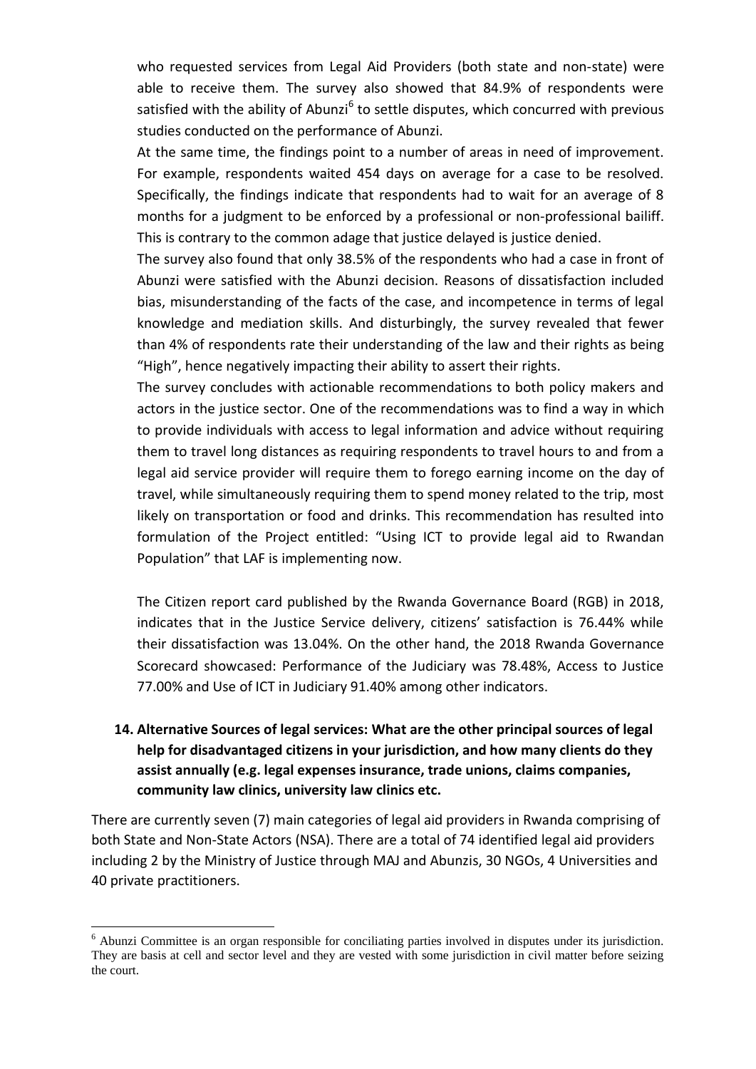who requested services from Legal Aid Providers (both state and non-state) were able to receive them. The survey also showed that 84.9% of respondents were satisfied with the ability of Abunzi[6] to settle disputes, which concurred with previous studies conducted on the performance of Abunzi.

At the same time, the findings point to a number of areas in need of improvement. For example, respondents waited 454 days on average for a case to be resolved. Specifically, the findings indicate that respondents had to wait for an average of 8 months for a judgment to be enforced by a professional or non-professional bailiff. This is contrary to the common adage that justice delayed is justice denied.

The survey also found that only 38.5% of the respondents who had a case in front of Abunzi were satisfied with the Abunzi decision. Reasons of dissatisfaction included bias, misunderstanding of the facts of the case, and incompetence in terms of legal knowledge and mediation skills. And disturbingly, the survey revealed that fewer than 4% of respondents rate their understanding of the law and their rights as being "High", hence negatively impacting their ability to assert their rights.

The survey concludes with actionable recommendations to both policy makers and actors in the justice sector. One of the recommendations was to find a way in which to provide individuals with access to legal information and advice without requiring them to travel long distances as requiring respondents to travel hours to and from a legal aid service provider will require them to forego earning income on the day of travel, while simultaneously requiring them to spend money related to the trip, most likely on transportation or food and drinks. This recommendation has resulted into formulation of the Project entitled: "Using ICT to provide legal aid to Rwandan Population" that LAF is implementing now.

The Citizen report card published by the Rwanda Governance Board (RGB) in 2018, indicates that in the Justice Service delivery, citizens' satisfaction is 76.44% while their dissatisfaction was 13.04%. On the other hand, the 2018 Rwanda Governance Scorecard showcased: Performance of the Judiciary was 78.48%, Access to Justice 77.00% and Use of ICT in Judiciary 91.40% among other indicators.

**14. Alternative Sources of legal services: What are the other principal sources of legal help for disadvantaged citizens in your jurisdiction, and how many clients do they assist annually (e.g. legal expenses insurance, trade unions, claims companies, community law clinics, university law clinics etc.**

There are currently seven (7) main categories of legal aid providers in Rwanda comprising of both State and Non-State Actors (NSA). There are a total of 74 identified legal aid providers including 2 by the Ministry of Justice through MAJ and Abunzis, 30 NGOs, 4 Universities and 40 private practitioners.

[6] Abunzi Committee is an organ responsible for conciliating parties involved in disputes under its jurisdiction. They are basis at cell and sector level and they are vested with some jurisdiction in civil matter before seizing the court.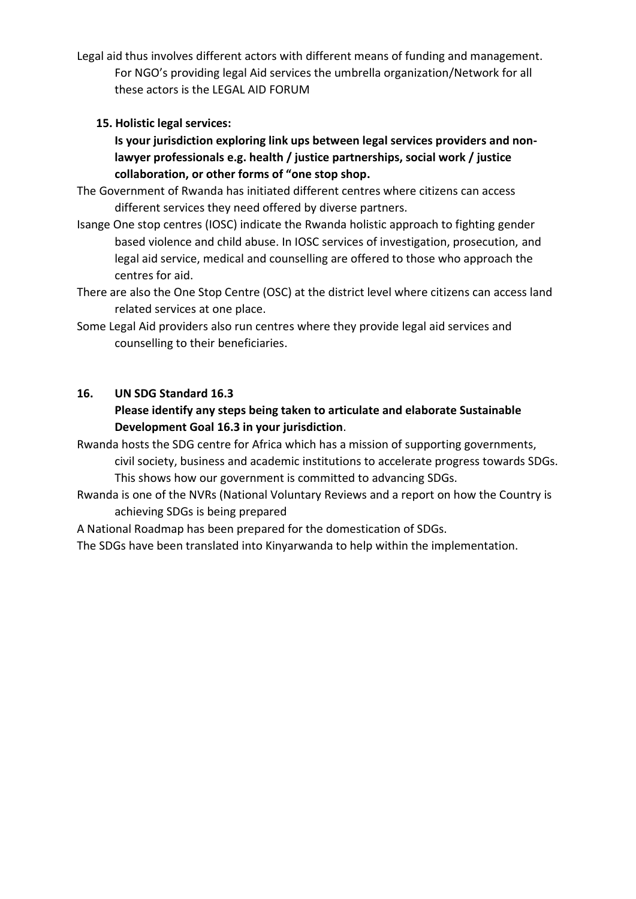Legal aid thus involves different actors with different means of funding and management. For NGO's providing legal Aid services the umbrella organization/Network for all these actors is the LEGAL AID FORUM

**15. Holistic legal services:**

**Is your jurisdiction exploring link ups between legal services providers and non-lawyer professionals e.g. health / justice partnerships, social work / justice collaboration, or other forms of "one stop shop.**

The Government of Rwanda has initiated different centres where citizens can access different services they need offered by diverse partners.

Isange One stop centres (IOSC) indicate the Rwanda holistic approach to fighting gender based violence and child abuse. In IOSC services of investigation, prosecution, and legal aid service, medical and counselling are offered to those who approach the centres for aid.

There are also the One Stop Centre (OSC) at the district level where citizens can access land related services at one place.

Some Legal Aid providers also run centres where they provide legal aid services and counselling to their beneficiaries.

**16. UN SDG Standard 16.3**

**Please identify any steps being taken to articulate and elaborate Sustainable Development Goal 16.3 in your jurisdiction**.

Rwanda hosts the SDG centre for Africa which has a mission of supporting governments, civil society, business and academic institutions to accelerate progress towards SDGs. This shows how our government is committed to advancing SDGs.

Rwanda is one of the NVRs (National Voluntary Reviews and a report on how the Country is achieving SDGs is being prepared

A National Roadmap has been prepared for the domestication of SDGs.

The SDGs have been translated into Kinyarwanda to help within the implementation.